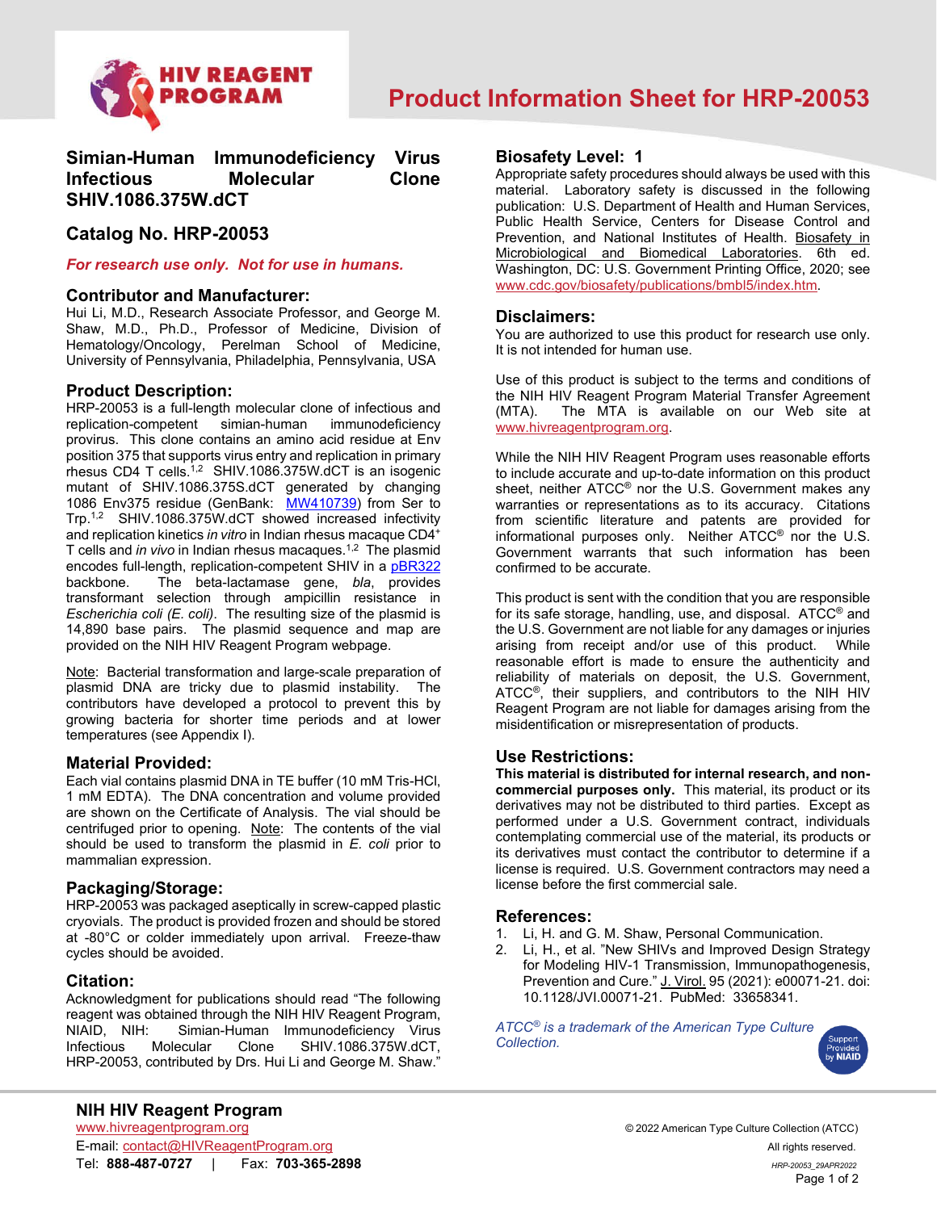# Product Information Sheet for HRP-20053

## Simian-Human Immunodeficiency Virus Infectious Molecular Clone SHIV.1086.375W.dCT

## Catalog No. HRP-20053

***For research use only. Not for use in humans.***

### Contributor and Manufacturer:

Hui Li, M.D., Research Associate Professor, and George M. Shaw, M.D., Ph.D., Professor of Medicine, Division of Hematology/Oncology, Perelman School of Medicine, University of Pennsylvania, Philadelphia, Pennsylvania, USA

### Product Description:

HRP-20053 is a full-length molecular clone of infectious and replication-competent simian-human immunodeficiency provirus. This clone contains an amino acid residue at Env position 375 that supports virus entry and replication in primary rhesus CD4 T cells.[1,2] SHIV.1086.375W.dCT is an isogenic mutant of SHIV.1086.375S.dCT generated by changing 1086 Env375 residue (GenBank: MW410739) from Ser to Trp.[1,2] SHIV.1086.375W.dCT showed increased infectivity and replication kinetics *in vitro* in Indian rhesus macaque $CD4^+$ T cells and *in vivo* in Indian rhesus macaques.[1,2] The plasmid encodes full-length, replication-competent SHIV in a pBR322 backbone. The beta-lactamase gene, *bla*, provides transformant selection through ampicillin resistance in *Escherichia coli (E. coli)*. The resulting size of the plasmid is 14,890 base pairs. The plasmid sequence and map are provided on the NIH HIV Reagent Program webpage.

Note: Bacterial transformation and large-scale preparation of plasmid DNA are tricky due to plasmid instability. The contributors have developed a protocol to prevent this by growing bacteria for shorter time periods and at lower temperatures (see Appendix I).

### Material Provided:

Each vial contains plasmid DNA in TE buffer (10 mM Tris-HCl, 1 mM EDTA). The DNA concentration and volume provided are shown on the Certificate of Analysis. The vial should be centrifuged prior to opening. Note: The contents of the vial should be used to transform the plasmid in *E. coli* prior to mammalian expression.

### Packaging/Storage:

HRP-20053 was packaged aseptically in screw-capped plastic cryovials. The product is provided frozen and should be stored at -80°C or colder immediately upon arrival. Freeze-thaw cycles should be avoided.

### Citation:

Acknowledgment for publications should read "The following reagent was obtained through the NIH HIV Reagent Program, NIAID, NIH: Simian-Human Immunodeficiency Virus Infectious Molecular Clone SHIV.1086.375W.dCT, HRP-20053, contributed by Drs. Hui Li and George M. Shaw."

### Biosafety Level: 1

Appropriate safety procedures should always be used with this material. Laboratory safety is discussed in the following publication: U.S. Department of Health and Human Services, Public Health Service, Centers for Disease Control and Prevention, and National Institutes of Health. Biosafety in Microbiological and Biomedical Laboratories. 6th ed. Washington, DC: U.S. Government Printing Office, 2020; see www.cdc.gov/biosafety/publications/bmbl5/index.htm.

### Disclaimers:

You are authorized to use this product for research use only. It is not intended for human use.

Use of this product is subject to the terms and conditions of the NIH HIV Reagent Program Material Transfer Agreement (MTA). The MTA is available on our Web site at www.hivreagentprogram.org.

While the NIH HIV Reagent Program uses reasonable efforts to include accurate and up-to-date information on this product sheet, neither ATCC® nor the U.S. Government makes any warranties or representations as to its accuracy. Citations from scientific literature and patents are provided for informational purposes only. Neither ATCC® nor the U.S. Government warrants that such information has been confirmed to be accurate.

This product is sent with the condition that you are responsible for its safe storage, handling, use, and disposal. ATCC® and the U.S. Government are not liable for any damages or injuries arising from receipt and/or use of this product. While reasonable effort is made to ensure the authenticity and reliability of materials on deposit, the U.S. Government, ATCC®, their suppliers, and contributors to the NIH HIV Reagent Program are not liable for damages arising from the misidentification or misrepresentation of products.

### Use Restrictions:

**This material is distributed for internal research, and non-commercial purposes only.** This material, its product or its derivatives may not be distributed to third parties. Except as performed under a U.S. Government contract, individuals contemplating commercial use of the material, its products or its derivatives must contact the contributor to determine if a license is required. U.S. Government contractors may need a license before the first commercial sale.

### References:

1. Li, H. and G. M. Shaw, Personal Communication.
2. Li, H., et al. "New SHIVs and Improved Design Strategy for Modeling HIV-1 Transmission, Immunopathogenesis, Prevention and Cure." J. Virol. 95 (2021): e00071-21. doi: 10.1128/JVI.00071-21. PubMed: 33658341.

*ATCC® is a trademark of the American Type Culture Collection.*

**NIH HIV Reagent Program**
www.hivreagentprogram.org
E-mail: contact@HIVReagentProgram.org
Tel: **888-487-0727** | Fax: **703-365-2898**

© 2022 American Type Culture Collection (ATCC)
All rights reserved.
HRP-20053_29APR2022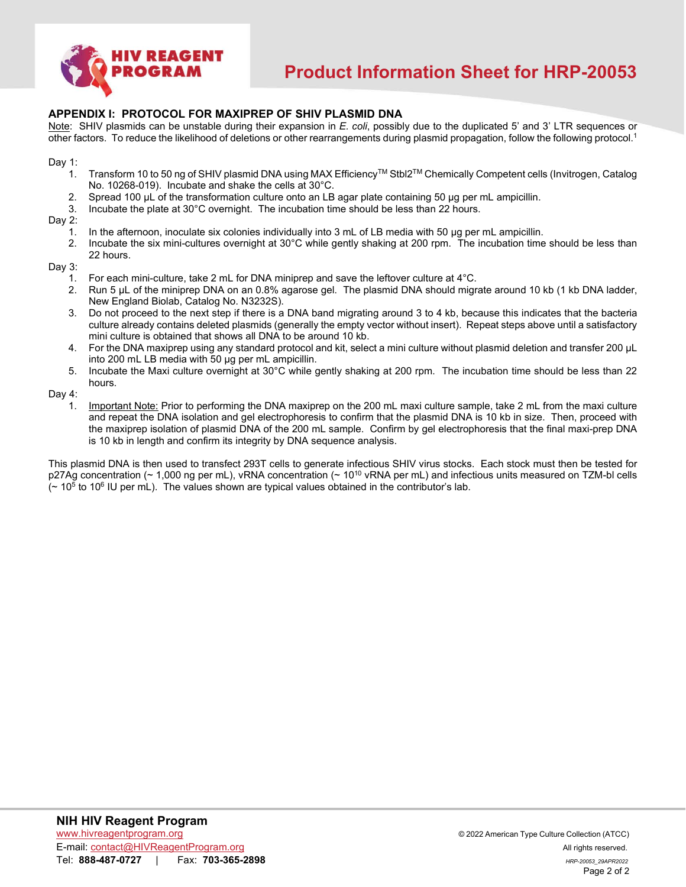## APPENDIX I: PROTOCOL FOR MAXIPREP OF SHIV PLASMID DNA

Note: SHIV plasmids can be unstable during their expansion in *E. coli*, possibly due to the duplicated 5' and 3' LTR sequences or other factors. To reduce the likelihood of deletions or other rearrangements during plasmid propagation, follow the following protocol.[1]

Day 1:

1. Transform 10 to 50 ng of SHIV plasmid DNA using MAX Efficiency™ Stbl2™ Chemically Competent cells (Invitrogen, Catalog No. 10268-019). Incubate and shake the cells at 30°C.
2. Spread 100 µL of the transformation culture onto an LB agar plate containing 50 µg per mL ampicillin.
3. Incubate the plate at 30°C overnight. The incubation time should be less than 22 hours.

Day 2:

1. In the afternoon, inoculate six colonies individually into 3 mL of LB media with 50 µg per mL ampicillin.
2. Incubate the six mini-cultures overnight at 30°C while gently shaking at 200 rpm. The incubation time should be less than 22 hours.

Day 3:

1. For each mini-culture, take 2 mL for DNA miniprep and save the leftover culture at 4°C.
2. Run 5 µL of the miniprep DNA on an 0.8% agarose gel. The plasmid DNA should migrate around 10 kb (1 kb DNA ladder, New England Biolab, Catalog No. N3232S).
3. Do not proceed to the next step if there is a DNA band migrating around 3 to 4 kb, because this indicates that the bacteria culture already contains deleted plasmids (generally the empty vector without insert). Repeat steps above until a satisfactory mini culture is obtained that shows all DNA to be around 10 kb.
4. For the DNA maxiprep using any standard protocol and kit, select a mini culture without plasmid deletion and transfer 200 µL into 200 mL LB media with 50 µg per mL ampicillin.
5. Incubate the Maxi culture overnight at 30°C while gently shaking at 200 rpm. The incubation time should be less than 22 hours.

Day 4:

1. Important Note: Prior to performing the DNA maxiprep on the 200 mL maxi culture sample, take 2 mL from the maxi culture and repeat the DNA isolation and gel electrophoresis to confirm that the plasmid DNA is 10 kb in size. Then, proceed with the maxiprep isolation of plasmid DNA of the 200 mL sample. Confirm by gel electrophoresis that the final maxi-prep DNA is 10 kb in length and confirm its integrity by DNA sequence analysis.

This plasmid DNA is then used to transfect 293T cells to generate infectious SHIV virus stocks. Each stock must then be tested for p27Ag concentration (~ 1,000 ng per mL), vRNA concentration (~ $10^{10}$ vRNA per mL) and infectious units measured on TZM-bl cells (~ $10^5$ to $10^6$ IU per mL). The values shown are typical values obtained in the contributor's lab.